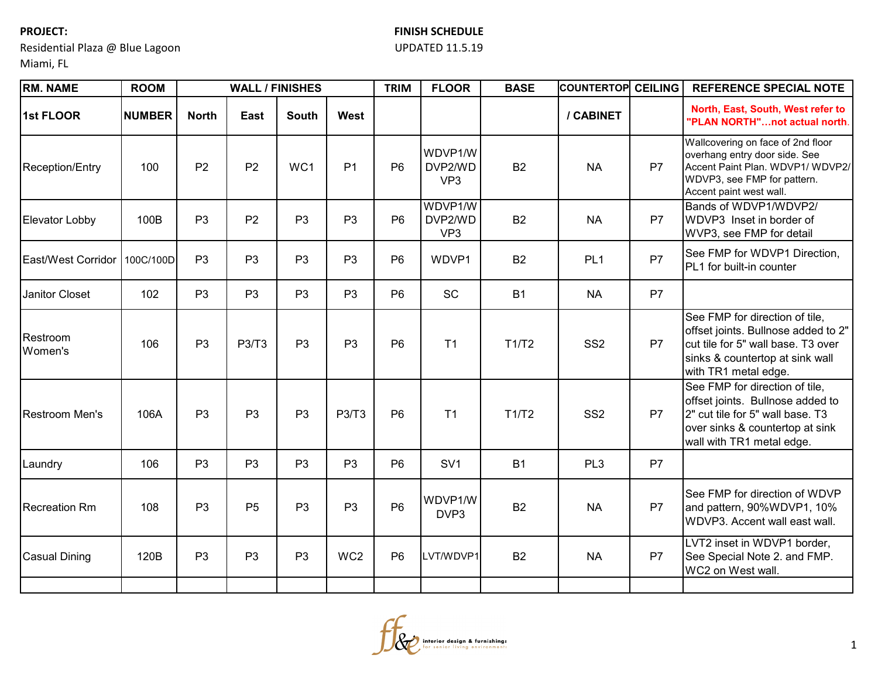**PROJECT:**

Residential Plaza @ Blue Lagoon
Miami, FL

**FINISH SCHEDULE**

UPDATED 11.5.19

| RM. NAME | ROOM | WALL / FINISHES | | | | TRIM | FLOOR | BASE | COUNTERTOP | CEILING | REFERENCE SPECIAL NOTE |
|---|---|---|---|---|---|---|---|---|---|---|---|
| **1st FLOOR** | **NUMBER** | **North** | **East** | **South** | **West** | | | | **/ CABINET** | | **North, East, South, West refer to "PLAN NORTH"…not actual north.** |
| Reception/Entry | 100 | P2 | P2 | WC1 | P1 | P6 | WDVP1/WDVP2/WDVP3 | B2 | NA | P7 | Wallcovering on face of 2nd floor overhang entry door side. See Accent Paint Plan. WDVP1/ WDVP2/ WDVP3, see FMP for pattern. Accent paint west wall. |
| Elevator Lobby | 100B | P3 | P2 | P3 | P3 | P6 | WDVP1/WDVP2/WDVP3 | B2 | NA | P7 | Bands of WDVP1/WDVP2/ WDVP3 Inset in border of WVP3, see FMP for detail |
| East/West Corridor | 100C/100D | P3 | P3 | P3 | P3 | P6 | WDVP1 | B2 | PL1 | P7 | See FMP for WDVP1 Direction, PL1 for built-in counter |
| Janitor Closet | 102 | P3 | P3 | P3 | P3 | P6 | SC | B1 | NA | P7 | |
| Restroom Women's | 106 | P3 | P3/T3 | P3 | P3 | P6 | T1 | T1/T2 | SS2 | P7 | See FMP for direction of tile, offset joints. Bullnose added to 2" cut tile for 5" wall base. T3 over sinks & countertop at sink wall with TR1 metal edge. |
| Restroom Men's | 106A | P3 | P3 | P3 | P3/T3 | P6 | T1 | T1/T2 | SS2 | P7 | See FMP for direction of tile, offset joints. Bullnose added to 2" cut tile for 5" wall base. T3 over sinks & countertop at sink wall with TR1 metal edge. |
| Laundry | 106 | P3 | P3 | P3 | P3 | P6 | SV1 | B1 | PL3 | P7 | |
| Recreation Rm | 108 | P3 | P5 | P3 | P3 | P6 | WDVP1/WDVP3 | B2 | NA | P7 | See FMP for direction of WDVP and pattern, 90%WDVP1, 10% WDVP3. Accent wall east wall. |
| Casual Dining | 120B | P3 | P3 | P3 | WC2 | P6 | LVT/WDVP1 | B2 | NA | P7 | LVT2 inset in WDVP1 border, See Special Note 2. and FMP. WC2 on West wall. |
| | | | | | | | | | | | |

ff&e interior design & furnishings for senior living environments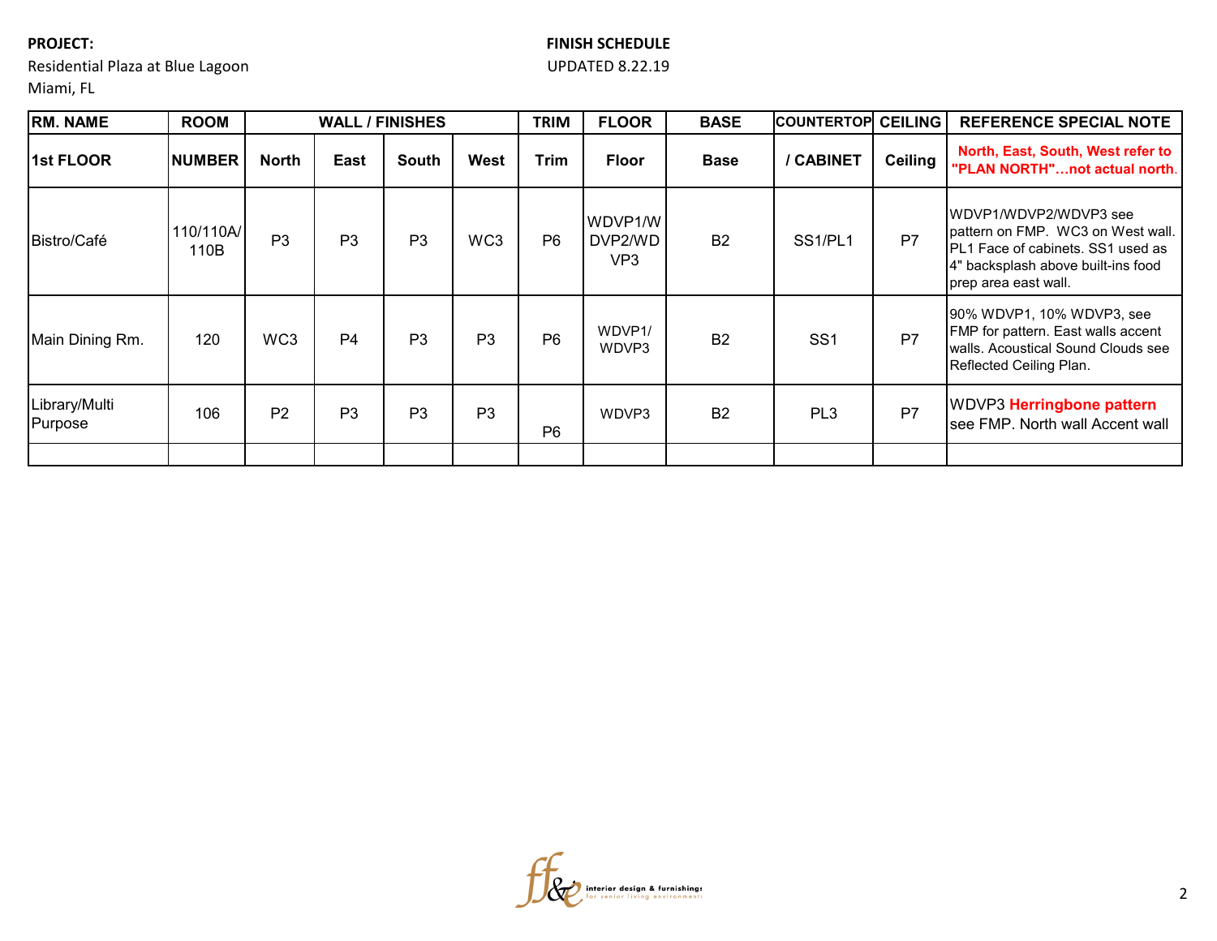**PROJECT:**

Residential Plaza at Blue Lagoon
Miami, FL

**FINISH SCHEDULE**

UPDATED 8.22.19

| RM. NAME | ROOM | WALL / FINISHES | | | | TRIM | FLOOR | BASE | COUNTERTOP | CEILING | REFERENCE SPECIAL NOTE |
|---|---|---|---|---|---|---|---|---|---|---|---|
| **1st FLOOR** | **NUMBER** | **North** | **East** | **South** | **West** | **Trim** | **Floor** | **Base** | **/ CABINET** | **Ceiling** | **North, East, South, West refer to "PLAN NORTH"…not actual north.** |
| Bistro/Café | 110/110A/110B | P3 | P3 | P3 | WC3 | P6 | WDVP1/WDVP2/WDVP3 | B2 | SS1/PL1 | P7 | WDVP1/WDVP2/WDVP3 see pattern on FMP. WC3 on West wall. PL1 Face of cabinets. SS1 used as 4" backsplash above built-ins food prep area east wall. |
| Main Dining Rm. | 120 | WC3 | P4 | P3 | P3 | P6 | WDVP1/ WDVP3 | B2 | SS1 | P7 | 90% WDVP1, 10% WDVP3, see FMP for pattern. East walls accent walls. Acoustical Sound Clouds see Reflected Ceiling Plan. |
| Library/Multi Purpose | 106 | P2 | P3 | P3 | P3 | P6 | WDVP3 | B2 | PL3 | P7 | WDVP3 **Herringbone pattern** see FMP. North wall Accent wall |
| | | | | | | | | | | | |

ff&e interior design & furnishings for senior living environments